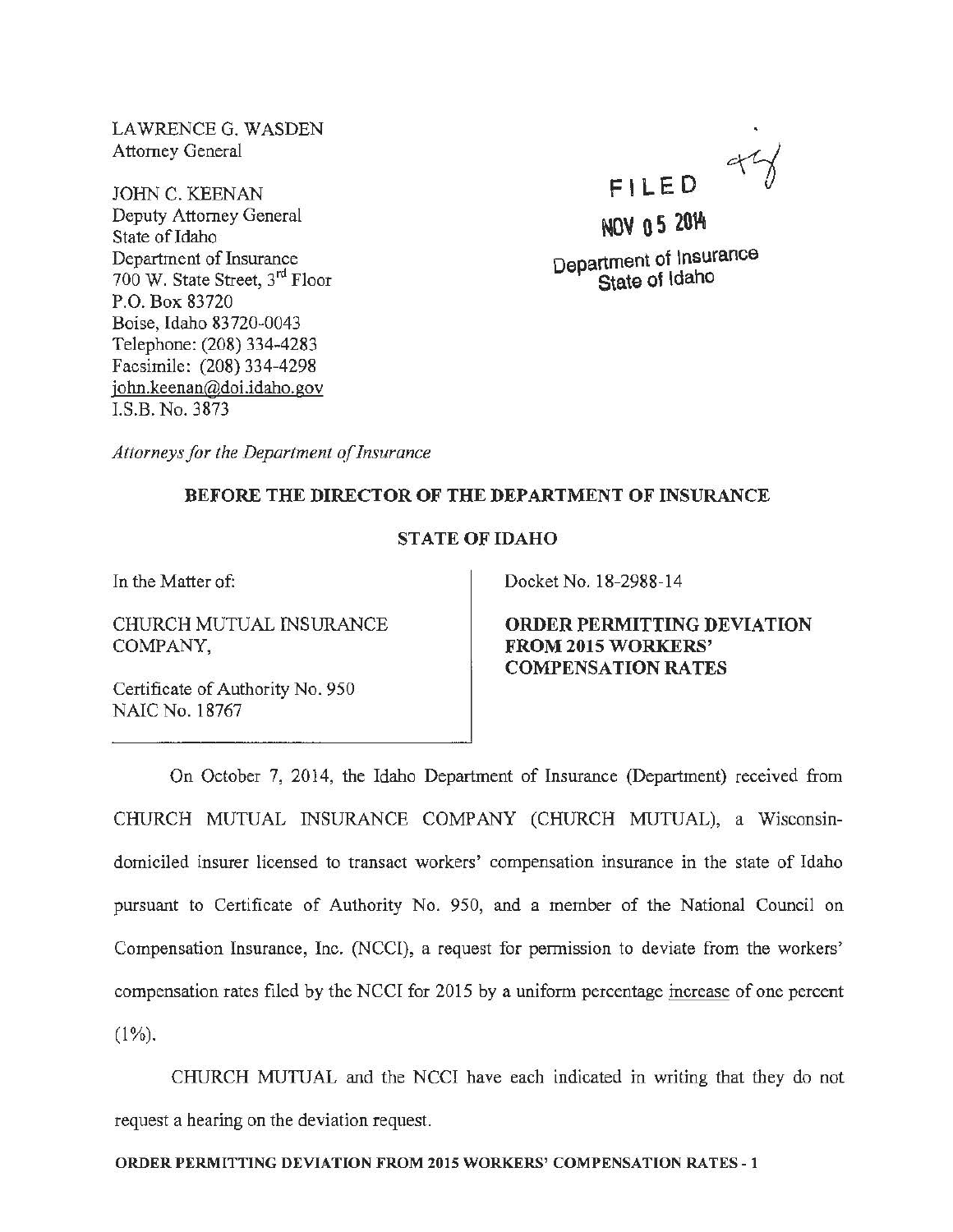LAWRENCE G. WASDEN
Attorney General

JOHN C. KEENAN
Deputy Attorney General
State of Idaho
Department of Insurance
700 W. State Street, 3rd Floor
P.O. Box 83720
Boise, Idaho 83720-0043
Telephone: (208) 334-4283
Facsimile: (208) 334-4298
john.keenan@doi.idaho.gov
I.S.B. No. 3873

FILED
NOV 05 2014
Department of Insurance
State of Idaho

*Attorneys for the Department of Insurance*

**BEFORE THE DIRECTOR OF THE DEPARTMENT OF INSURANCE**

**STATE OF IDAHO**

In the Matter of:

CHURCH MUTUAL INSURANCE COMPANY,

Certificate of Authority No. 950
NAIC No. 18767

Docket No. 18-2988-14

**ORDER PERMITTING DEVIATION FROM 2015 WORKERS' COMPENSATION RATES**

On October 7, 2014, the Idaho Department of Insurance (Department) received from CHURCH MUTUAL INSURANCE COMPANY (CHURCH MUTUAL), a Wisconsin-domiciled insurer licensed to transact workers' compensation insurance in the state of Idaho pursuant to Certificate of Authority No. 950, and a member of the National Council on Compensation Insurance, Inc. (NCCI), a request for permission to deviate from the workers' compensation rates filed by the NCCI for 2015 by a uniform percentage increase of one percent (1%).

CHURCH MUTUAL and the NCCI have each indicated in writing that they do not request a hearing on the deviation request.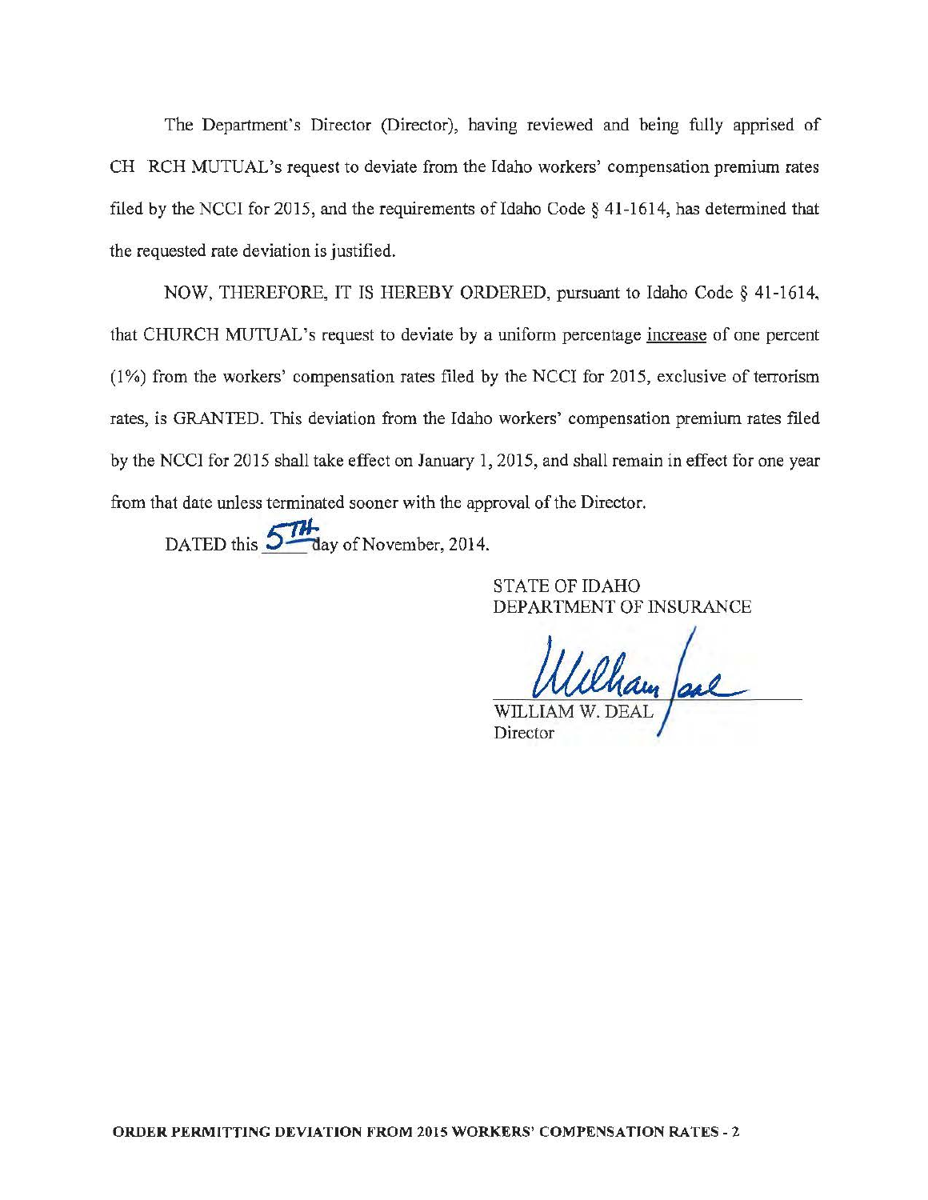The Department's Director (Director), having reviewed and being fully apprised of CH RCH MUTUAL's request to deviate from the Idaho workers' compensation premium rates filed by the NCCI for 2015, and the requirements of Idaho Code § 41-1614, has determined that the requested rate deviation is justified.

NOW, THEREFORE, IT IS HEREBY ORDERED, pursuant to Idaho Code § 41-1614, that CHURCH MUTUAL's request to deviate by a uniform percentage increase of one percent (1%) from the workers' compensation rates filed by the NCCI for 2015, exclusive of terrorism rates, is GRANTED. This deviation from the Idaho workers' compensation premium rates filed by the NCCI for 2015 shall take effect on January 1, 2015, and shall remain in effect for one year from that date unless terminated sooner with the approval of the Director.

DATED this 5TH day of November, 2014.

STATE OF IDAHO
DEPARTMENT OF INSURANCE

WILLIAM W. DEAL
Director

**ORDER PERMITTING DEVIATION FROM 2015 WORKERS' COMPENSATION RATES - 2**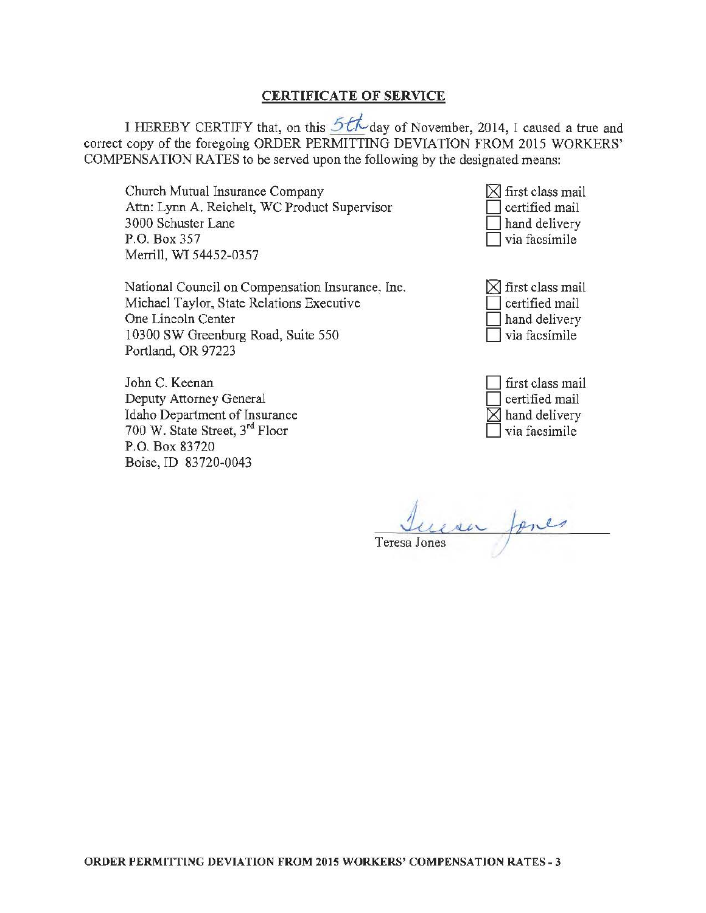## CERTIFICATE OF SERVICE

I HEREBY CERTIFY that, on this 5th day of November, 2014, I caused a true and correct copy of the foregoing ORDER PERMITTING DEVIATION FROM 2015 WORKERS' COMPENSATION RATES to be served upon the following by the designated means:

| | |
|---|---|
| Church Mutual Insurance Company<br>Attn: Lynn A. Reichelt, WC Product Supervisor<br>3000 Schuster Lane<br>P.O. Box 357<br>Merrill, WI 54452-0357 | ☒ first class mail<br>☐ certified mail<br>☐ hand delivery<br>☐ via facsimile |
| National Council on Compensation Insurance, Inc.<br>Michael Taylor, State Relations Executive<br>One Lincoln Center<br>10300 SW Greenburg Road, Suite 550<br>Portland, OR 97223 | ☒ first class mail<br>☐ certified mail<br>☐ hand delivery<br>☐ via facsimile |
| John C. Keenan<br>Deputy Attorney General<br>Idaho Department of Insurance<br>700 W. State Street, 3rd Floor<br>P.O. Box 83720<br>Boise, ID 83720-0043 | ☐ first class mail<br>☐ certified mail<br>☒ hand delivery<br>☐ via facsimile |

Teresa Jones

Teresa Jones

ORDER PERMITTING DEVIATION FROM 2015 WORKERS' COMPENSATION RATES - 3